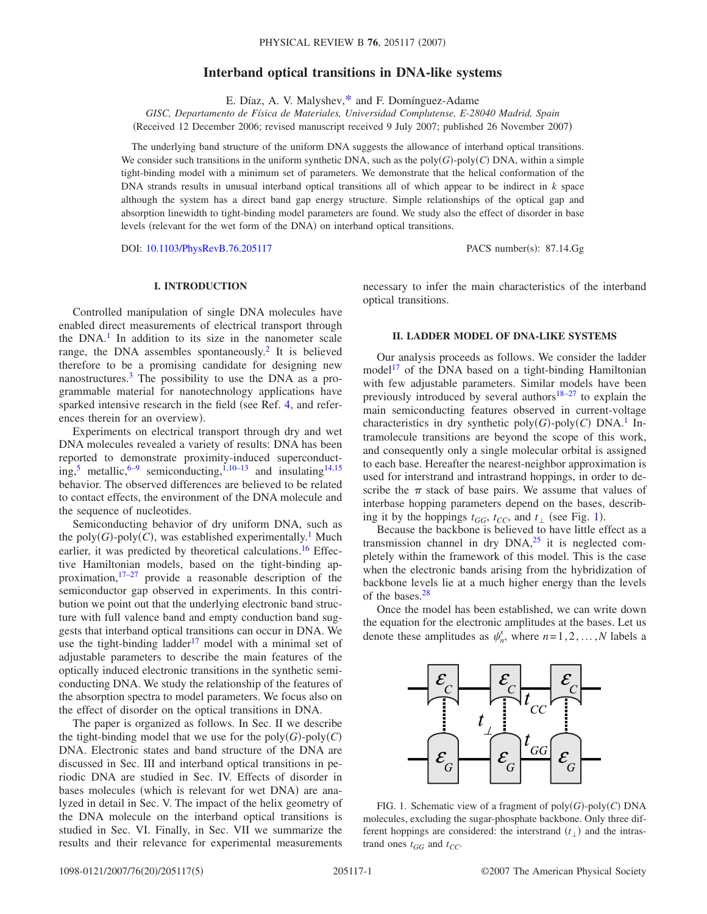# Interband optical transitions in DNA-like systems

E. Díaz, A. V. Malyshev,* and F. Domínguez-Adame

*GISC, Departamento de Física de Materiales, Universidad Complutense, E-28040 Madrid, Spain*

(Received 12 December 2006; revised manuscript received 9 July 2007; published 26 November 2007)

The underlying band structure of the uniform DNA suggests the allowance of interband optical transitions. We consider such transitions in the uniform synthetic DNA, such as the poly($G$)-poly($C$) DNA, within a simple tight-binding model with a minimum set of parameters. We demonstrate that the helical conformation of the DNA strands results in unusual interband optical transitions all of which appear to be indirect in $k$ space although the system has a direct band gap energy structure. Simple relationships of the optical gap and absorption linewidth to tight-binding model parameters are found. We study also the effect of disorder in base levels (relevant for the wet form of the DNA) on interband optical transitions.

DOI: 10.1103/PhysRevB.76.205117 PACS number(s): 87.14.Gg

## I. INTRODUCTION

Controlled manipulation of single DNA molecules have enabled direct measurements of electrical transport through the DNA.[1] In addition to its size in the nanometer scale range, the DNA assembles spontaneously.[2] It is believed therefore to be a promising candidate for designing new nanostructures.[3] The possibility to use the DNA as a programmable material for nanotechnology applications have sparked intensive research in the field (see Ref. 4, and references therein for an overview).

Experiments on electrical transport through dry and wet DNA molecules revealed a variety of results: DNA has been reported to demonstrate proximity-induced superconducting,[5] metallic,[6–9] semiconducting,[1,10–13] and insulating[14,15] behavior. The observed differences are believed to be related to contact effects, the environment of the DNA molecule and the sequence of nucleotides.

Semiconducting behavior of dry uniform DNA, such as the poly($G$)-poly($C$), was established experimentally.[1] Much earlier, it was predicted by theoretical calculations.[16] Effective Hamiltonian models, based on the tight-binding approximation,[17–27] provide a reasonable description of the semiconductor gap observed in experiments. In this contribution we point out that the underlying electronic band structure with full valence band and empty conduction band suggests that interband optical transitions can occur in DNA. We use the tight-binding ladder[17] model with a minimal set of adjustable parameters to describe the main features of the optically induced electronic transitions in the synthetic semiconducting DNA. We study the relationship of the features of the absorption spectra to model parameters. We focus also on the effect of disorder on the optical transitions in DNA.

The paper is organized as follows. In Sec. II we describe the tight-binding model that we use for the poly($G$)-poly($C$) DNA. Electronic states and band structure of the DNA are discussed in Sec. III and interband optical transitions in periodic DNA are studied in Sec. IV. Effects of disorder in bases molecules (which is relevant for wet DNA) are analyzed in detail in Sec. V. The impact of the helix geometry of the DNA molecule on the interband optical transitions is studied in Sec. VI. Finally, in Sec. VII we summarize the results and their relevance for experimental measurements necessary to infer the main characteristics of the interband optical transitions.

## II. LADDER MODEL OF DNA-LIKE SYSTEMS

Our analysis proceeds as follows. We consider the ladder model[17] of the DNA based on a tight-binding Hamiltonian with few adjustable parameters. Similar models have been previously introduced by several authors[18–27] to explain the main semiconducting features observed in current-voltage characteristics in dry synthetic poly($G$)-poly($C$) DNA.[1] Intramolecule transitions are beyond the scope of this work, and consequently only a single molecular orbital is assigned to each base. Hereafter the nearest-neighbor approximation is used for interstrand and intrastrand hoppings, in order to describe the $\pi$ stack of base pairs. We assume that values of interbase hopping parameters depend on the bases, describing it by the hoppings $t_{GG}$, $t_{CC}$, and $t_{\perp}$ (see Fig. 1).

Because the backbone is believed to have little effect as a transmission channel in dry DNA,[25] it is neglected completely within the framework of this model. This is the case when the electronic bands arising from the hybridization of backbone levels lie at a much higher energy than the levels of the bases.[28]

Once the model has been established, we can write down the equation for the electronic amplitudes at the bases. Let us denote these amplitudes as $\psi_n^s$, where $n=1,2,\ldots,N$ labels a

FIG. 1. Schematic view of a fragment of poly($G$)-poly($C$) DNA molecules, excluding the sugar-phosphate backbone. Only three different hoppings are considered: the interstrand ($t_{\perp}$) and the intrastrand ones $t_{GG}$ and $t_{CC}$.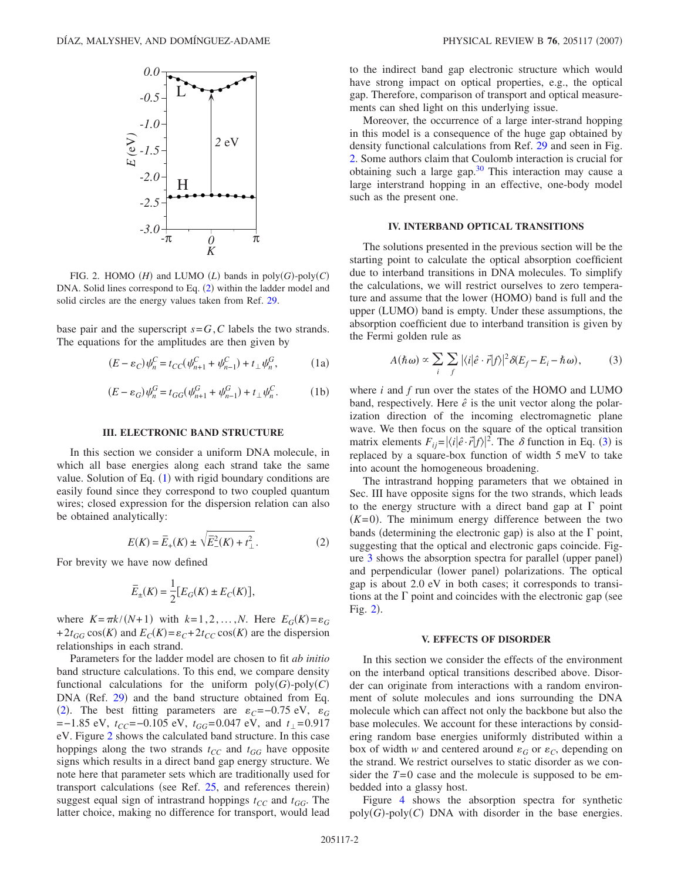FIG. 2. HOMO ($H$) and LUMO ($L$) bands in poly($G$)-poly($C$) DNA. Solid lines correspond to Eq. (2) within the ladder model and solid circles are the energy values taken from Ref. 29.

base pair and the superscript $s=G,C$ labels the two strands. The equations for the amplitudes are then given by

$$(E-\varepsilon_C)\psi_n^C = t_{CC}(\psi_{n+1}^C + \psi_{n-1}^C) + t_\perp \psi_n^G, \tag{1a}$$

$$(E-\varepsilon_G)\psi_n^G = t_{GG}(\psi_{n+1}^G + \psi_{n-1}^G) + t_\perp \psi_n^C. \tag{1b}$$

### III. ELECTRONIC BAND STRUCTURE

In this section we consider a uniform DNA molecule, in which all base energies along each strand take the same value. Solution of Eq. (1) with rigid boundary conditions are easily found since they correspond to two coupled quantum wires; closed expression for the dispersion relation can also be obtained analytically:

$$E(K) = \bar{E}_+(K) \pm \sqrt{\bar{E}_-^2(K) + t_\perp^2}. \tag{2}$$

For brevity we have now defined

$$\bar{E}_\pm(K) = \frac{1}{2}[E_G(K) \pm E_C(K)],$$

where $K=\pi k/(N+1)$ with $k=1,2,\ldots,N$. Here $E_G(K)=\varepsilon_G + 2t_{GG}\cos(K)$ and $E_C(K)=\varepsilon_C+2t_{CC}\cos(K)$ are the dispersion relationships in each strand.

Parameters for the ladder model are chosen to fit *ab initio* band structure calculations. To this end, we compare density functional calculations for the uniform poly($G$)-poly($C$) DNA (Ref. 29) and the band structure obtained from Eq. (2). The best fitting parameters are $\varepsilon_C=-0.75$ eV, $\varepsilon_G = -1.85$ eV, $t_{CC}=-0.105$ eV, $t_{GG}=0.047$ eV, and $t_\perp=0.917$ eV. Figure 2 shows the calculated band structure. In this case hoppings along the two strands $t_{CC}$ and $t_{GG}$ have opposite signs which results in a direct band gap energy structure. We note here that parameter sets which are traditionally used for transport calculations (see Ref. 25, and references therein) suggest equal sign of intrastrand hoppings $t_{CC}$ and $t_{GG}$. The latter choice, making no difference for transport, would lead to the indirect band gap electronic structure which would have strong impact on optical properties, e.g., the optical gap. Therefore, comparison of transport and optical measurements can shed light on this underlying issue.

Moreover, the occurrence of a large inter-strand hopping in this model is a consequence of the huge gap obtained by density functional calculations from Ref. 29 and seen in Fig. 2. Some authors claim that Coulomb interaction is crucial for obtaining such a large gap.[30] This interaction may cause a large interstrand hopping in an effective, one-body model such as the present one.

### IV. INTERBAND OPTICAL TRANSITIONS

The solutions presented in the previous section will be the starting point to calculate the optical absorption coefficient due to interband transitions in DNA molecules. To simplify the calculations, we will restrict ourselves to zero temperature and assume that the lower (HOMO) band is full and the upper (LUMO) band is empty. Under these assumptions, the absorption coefficient due to interband transition is given by the Fermi golden rule as

$$A(\hbar\omega) \propto \sum_i \sum_f |\langle i|\hat{e}\cdot\vec{r}|f\rangle|^2 \delta(E_f - E_i - \hbar\omega), \tag{3}$$

where $i$ and $f$ run over the states of the HOMO and LUMO band, respectively. Here $\hat{e}$ is the unit vector along the polarization direction of the incoming electromagnetic plane wave. We then focus on the square of the optical transition matrix elements $F_{ij}=|\langle i|\hat{e}\cdot\vec{r}|f\rangle|^2$. The $\delta$ function in Eq. (3) is replaced by a square-box function of width 5 meV to take into acount the homogeneous broadening.

The intrastrand hopping parameters that we obtained in Sec. III have opposite signs for the two strands, which leads to the energy structure with a direct band gap at $\Gamma$ point ($K=0$). The minimum energy difference between the two bands (determining the electronic gap) is also at the $\Gamma$ point, suggesting that the optical and electronic gaps coincide. Figure 3 shows the absorption spectra for parallel (upper panel) and perpendicular (lower panel) polarizations. The optical gap is about 2.0 eV in both cases; it corresponds to transitions at the $\Gamma$ point and coincides with the electronic gap (see Fig. 2).

### V. EFFECTS OF DISORDER

In this section we consider the effects of the environment on the interband optical transitions described above. Disorder can originate from interactions with a random environment of solute molecules and ions surrounding the DNA molecule which can affect not only the backbone but also the base molecules. We account for these interactions by considering random base energies uniformly distributed within a box of width $w$ and centered around $\varepsilon_G$ or $\varepsilon_C$, depending on the strand. We restrict ourselves to static disorder as we consider the $T=0$ case and the molecule is supposed to be embedded into a glassy host.

Figure 4 shows the absorption spectra for synthetic poly($G$)-poly($C$) DNA with disorder in the base energies.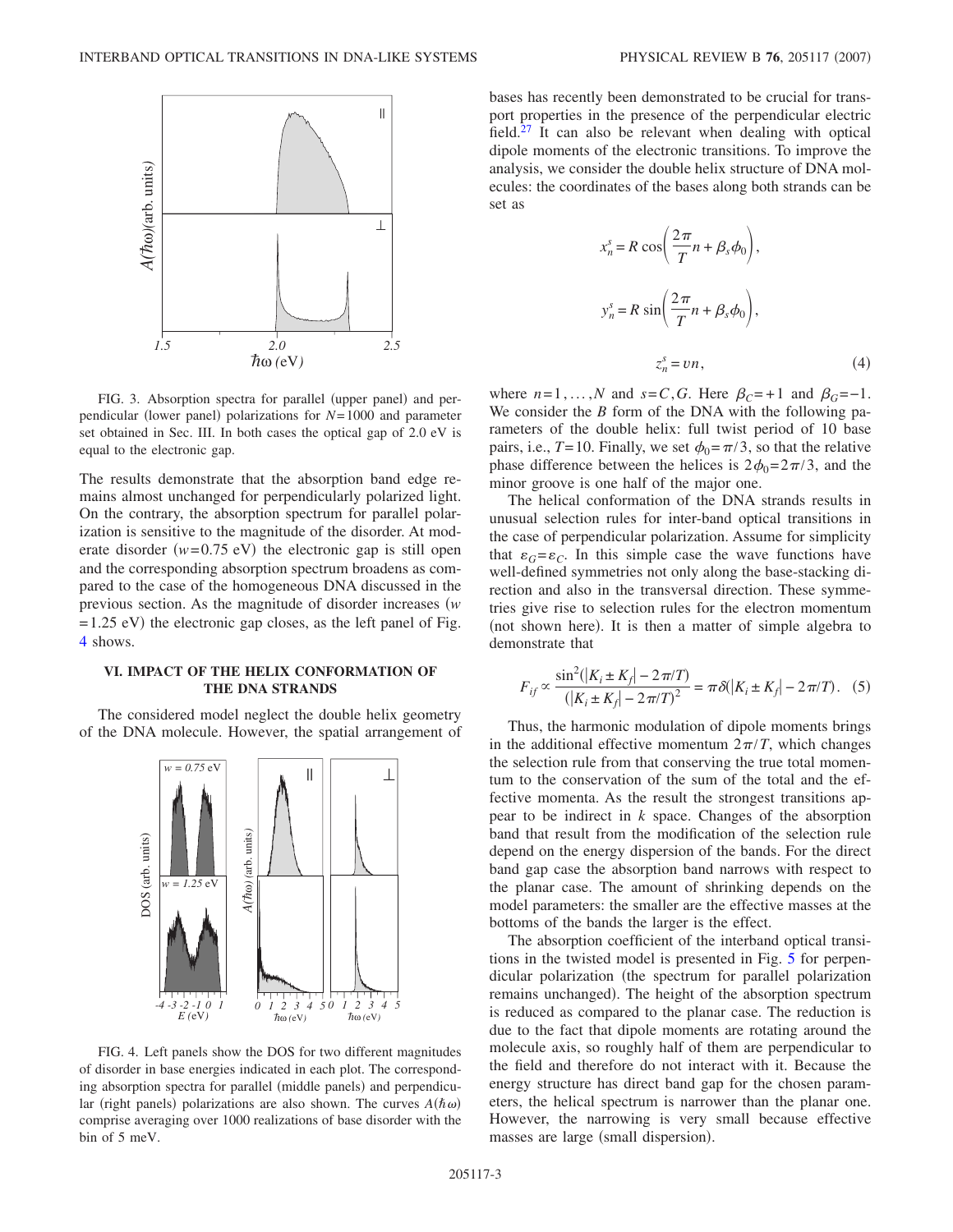FIG. 3. Absorption spectra for parallel (upper panel) and perpendicular (lower panel) polarizations for $N=1000$ and parameter set obtained in Sec. III. In both cases the optical gap of 2.0 eV is equal to the electronic gap.

The results demonstrate that the absorption band edge remains almost unchanged for perpendicularly polarized light. On the contrary, the absorption spectrum for parallel polarization is sensitive to the magnitude of the disorder. At moderate disorder ($w=0.75$ eV) the electronic gap is still open and the corresponding absorption spectrum broadens as compared to the case of the homogeneous DNA discussed in the previous section. As the magnitude of disorder increases ($w=1.25$ eV) the electronic gap closes, as the left panel of Fig. 4 shows.

## VI. IMPACT OF THE HELIX CONFORMATION OF THE DNA STRANDS

The considered model neglect the double helix geometry of the DNA molecule. However, the spatial arrangement of bases has recently been demonstrated to be crucial for transport properties in the presence of the perpendicular electric field.[27] It can also be relevant when dealing with optical dipole moments of the electronic transitions. To improve the analysis, we consider the double helix structure of DNA molecules: the coordinates of the bases along both strands can be set as

$$
x_n^s = R\cos\left(\frac{2\pi}{T}n + \beta_s\phi_0\right),
$$

$$
y_n^s = R\sin\left(\frac{2\pi}{T}n + \beta_s\phi_0\right),
$$

$$
z_n^s = \upsilon n, \tag{4}
$$

where $n=1,\ldots,N$ and $s=C,G$. Here $\beta_C=+1$ and $\beta_G=-1$. We consider the $B$ form of the DNA with the following parameters of the double helix: full twist period of 10 base pairs, i.e., $T=10$. Finally, we set $\phi_0=\pi/3$, so that the relative phase difference between the helices is $2\phi_0=2\pi/3$, and the minor groove is one half of the major one.

The helical conformation of the DNA strands results in unusual selection rules for inter-band optical transitions in the case of perpendicular polarization. Assume for simplicity that $\varepsilon_G=\varepsilon_C$. In this simple case the wave functions have well-defined symmetries not only along the base-stacking direction and also in the transversal direction. These symmetries give rise to selection rules for the electron momentum (not shown here). It is then a matter of simple algebra to demonstrate that

$$
F_{if} \propto \frac{\sin^2(|K_i \pm K_f| - 2\pi/T)}{(|K_i \pm K_f| - 2\pi/T)^2} = \pi\delta(|K_i \pm K_f| - 2\pi/T). \tag{5}
$$

Thus, the harmonic modulation of dipole moments brings in the additional effective momentum $2\pi/T$, which changes the selection rule from that conserving the true total momentum to the conservation of the sum of the total and the effective momenta. As the result the strongest transitions appear to be indirect in $k$ space. Changes of the absorption band that result from the modification of the selection rule depend on the energy dispersion of the bands. For the direct band gap case the absorption band narrows with respect to the planar case. The amount of shrinking depends on the model parameters: the smaller are the effective masses at the bottoms of the bands the larger is the effect.

The absorption coefficient of the interband optical transitions in the twisted model is presented in Fig. 5 for perpendicular polarization (the spectrum for parallel polarization remains unchanged). The height of the absorption spectrum is reduced as compared to the planar case. The reduction is due to the fact that dipole moments are rotating around the molecule axis, so roughly half of them are perpendicular to the field and therefore do not interact with it. Because the energy structure has direct band gap for the chosen parameters, the helical spectrum is narrower than the planar one. However, the narrowing is very small because effective masses are large (small dispersion).

FIG. 4. Left panels show the DOS for two different magnitudes of disorder in base energies indicated in each plot. The corresponding absorption spectra for parallel (middle panels) and perpendicular (right panels) polarizations are also shown. The curves $A(\hbar\omega)$ comprise averaging over 1000 realizations of base disorder with the bin of 5 meV.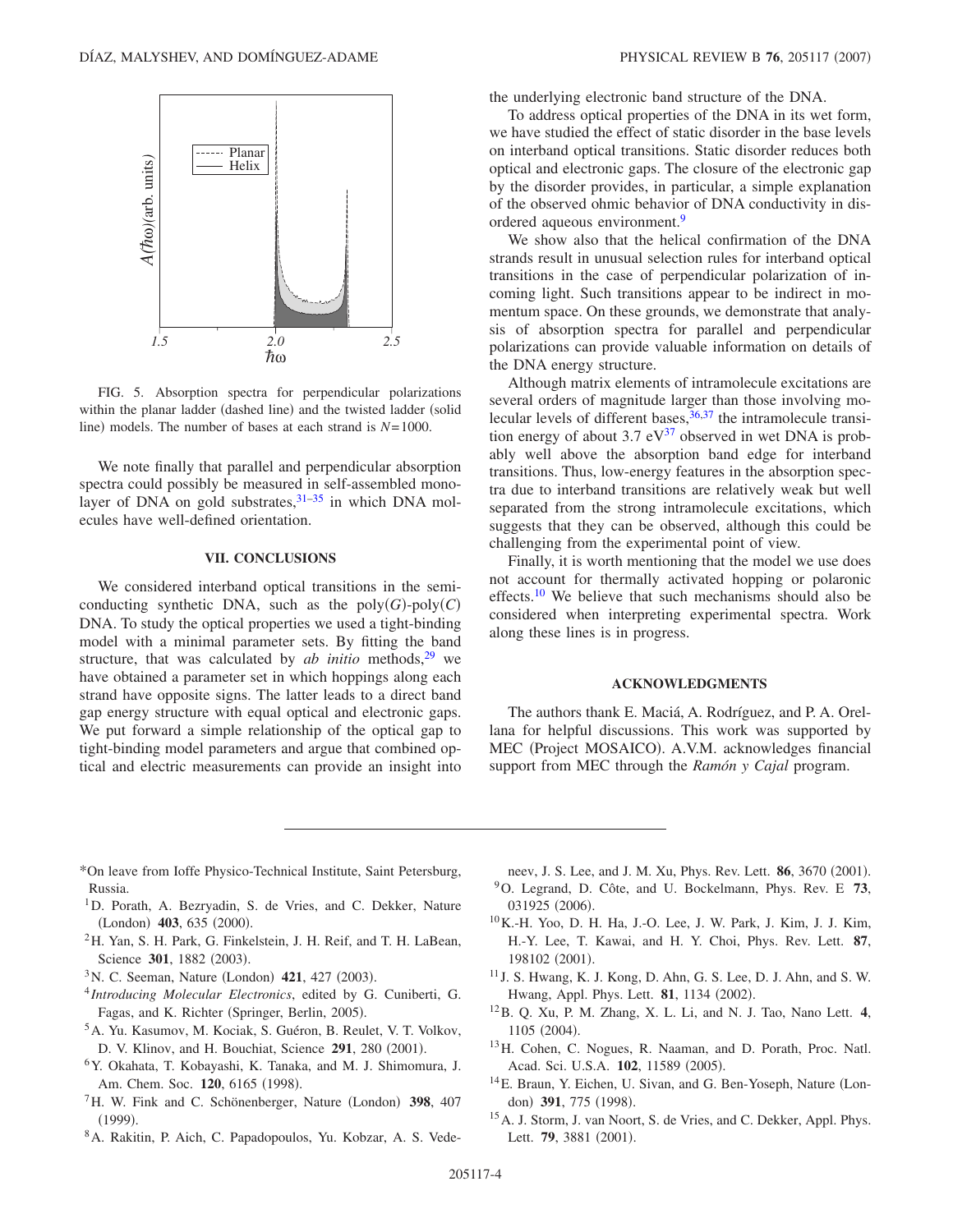FIG. 5. Absorption spectra for perpendicular polarizations within the planar ladder (dashed line) and the twisted ladder (solid line) models. The number of bases at each strand is $N=1000$.

We note finally that parallel and perpendicular absorption spectra could possibly be measured in self-assembled monolayer of DNA on gold substrates,[31–35] in which DNA molecules have well-defined orientation.

## VII. CONCLUSIONS

We considered interband optical transitions in the semiconducting synthetic DNA, such as the poly$(G)$-poly$(C)$ DNA. To study the optical properties we used a tight-binding model with a minimal parameter sets. By fitting the band structure, that was calculated by *ab initio* methods,[29] we have obtained a parameter set in which hoppings along each strand have opposite signs. The latter leads to a direct band gap energy structure with equal optical and electronic gaps. We put forward a simple relationship of the optical gap to tight-binding model parameters and argue that combined optical and electric measurements can provide an insight into the underlying electronic band structure of the DNA.

To address optical properties of the DNA in its wet form, we have studied the effect of static disorder in the base levels on interband optical transitions. Static disorder reduces both optical and electronic gaps. The closure of the electronic gap by the disorder provides, in particular, a simple explanation of the observed ohmic behavior of DNA conductivity in disordered aqueous environment.[9]

We show also that the helical confirmation of the DNA strands result in unusual selection rules for interband optical transitions in the case of perpendicular polarization of incoming light. Such transitions appear to be indirect in momentum space. On these grounds, we demonstrate that analysis of absorption spectra for parallel and perpendicular polarizations can provide valuable information on details of the DNA energy structure.

Although matrix elements of intramolecule excitations are several orders of magnitude larger than those involving molecular levels of different bases,[36,37] the intramolecule transition energy of about 3.7 eV[37] observed in wet DNA is probably well above the absorption band edge for interband transitions. Thus, low-energy features in the absorption spectra due to interband transitions are relatively weak but well separated from the strong intramolecule excitations, which suggests that they can be observed, although this could be challenging from the experimental point of view.

Finally, it is worth mentioning that the model we use does not account for thermally activated hopping or polaronic effects.[10] We believe that such mechanisms should also be considered when interpreting experimental spectra. Work along these lines is in progress.

## ACKNOWLEDGMENTS

The authors thank E. Maciá, A. Rodríguez, and P. A. Orellana for helpful discussions. This work was supported by MEC (Project MOSAICO). A.V.M. acknowledges financial support from MEC through the *Ramón y Cajal* program.

---

*On leave from Ioffe Physico-Technical Institute, Saint Petersburg, Russia.

[1] D. Porath, A. Bezryadin, S. de Vries, and C. Dekker, Nature (London) **403**, 635 (2000).

[2] H. Yan, S. H. Park, G. Finkelstein, J. H. Reif, and T. H. LaBean, Science **301**, 1882 (2003).

[3] N. C. Seeman, Nature (London) **421**, 427 (2003).

[4] *Introducing Molecular Electronics*, edited by G. Cuniberti, G. Fagas, and K. Richter (Springer, Berlin, 2005).

[5] A. Yu. Kasumov, M. Kociak, S. Guéron, B. Reulet, V. T. Volkov, D. V. Klinov, and H. Bouchiat, Science **291**, 280 (2001).

[6] Y. Okahata, T. Kobayashi, K. Tanaka, and M. J. Shimomura, J. Am. Chem. Soc. **120**, 6165 (1998).

[7] H. W. Fink and C. Schönenberger, Nature (London) **398**, 407 (1999).

[8] A. Rakitin, P. Aich, C. Papadopoulos, Yu. Kobzar, A. S. Vedeneev, J. S. Lee, and J. M. Xu, Phys. Rev. Lett. **86**, 3670 (2001).

[9] O. Legrand, D. Côte, and U. Bockelmann, Phys. Rev. E **73**, 031925 (2006).

[10] K.-H. Yoo, D. H. Ha, J.-O. Lee, J. W. Park, J. Kim, J. J. Kim, H.-Y. Lee, T. Kawai, and H. Y. Choi, Phys. Rev. Lett. **87**, 198102 (2001).

[11] J. S. Hwang, K. J. Kong, D. Ahn, G. S. Lee, D. J. Ahn, and S. W. Hwang, Appl. Phys. Lett. **81**, 1134 (2002).

[12] B. Q. Xu, P. M. Zhang, X. L. Li, and N. J. Tao, Nano Lett. **4**, 1105 (2004).

[13] H. Cohen, C. Nogues, R. Naaman, and D. Porath, Proc. Natl. Acad. Sci. U.S.A. **102**, 11589 (2005).

[14] E. Braun, Y. Eichen, U. Sivan, and G. Ben-Yoseph, Nature (London) **391**, 775 (1998).

[15] A. J. Storm, J. van Noort, S. de Vries, and C. Dekker, Appl. Phys. Lett. **79**, 3881 (2001).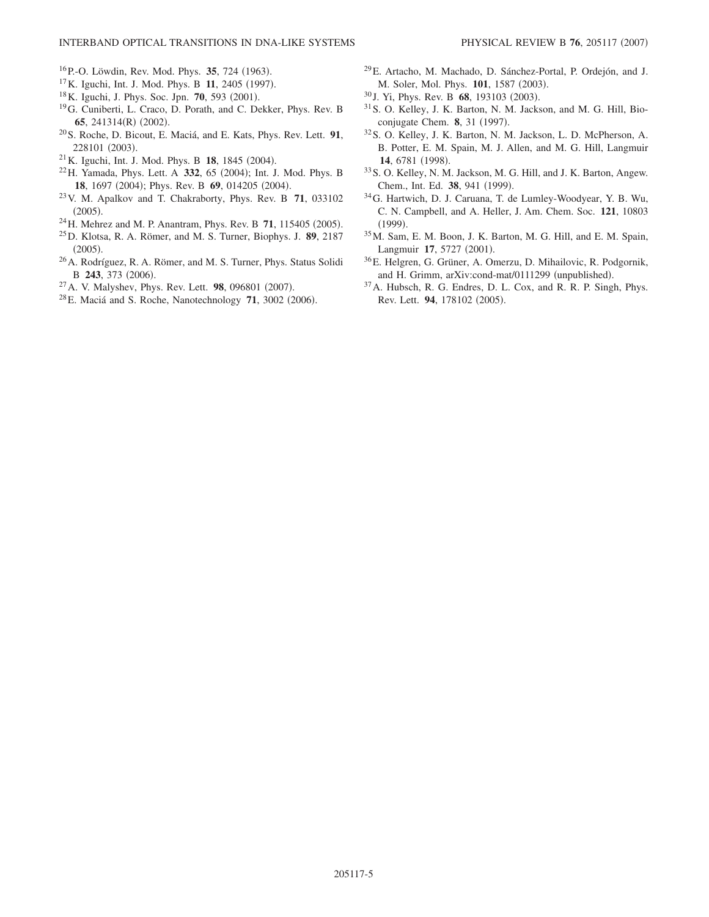[16] P.-O. Löwdin, Rev. Mod. Phys. **35**, 724 (1963).

[17] K. Iguchi, Int. J. Mod. Phys. B **11**, 2405 (1997).

[18] K. Iguchi, J. Phys. Soc. Jpn. **70**, 593 (2001).

[19] G. Cuniberti, L. Craco, D. Porath, and C. Dekker, Phys. Rev. B **65**, 241314(R) (2002).

[20] S. Roche, D. Bicout, E. Maciá, and E. Kats, Phys. Rev. Lett. **91**, 228101 (2003).

[21] K. Iguchi, Int. J. Mod. Phys. B **18**, 1845 (2004).

[22] H. Yamada, Phys. Lett. A **332**, 65 (2004); Int. J. Mod. Phys. B **18**, 1697 (2004); Phys. Rev. B **69**, 014205 (2004).

[23] V. M. Apalkov and T. Chakraborty, Phys. Rev. B **71**, 033102 (2005).

[24] H. Mehrez and M. P. Anantram, Phys. Rev. B **71**, 115405 (2005).

[25] D. Klotsa, R. A. Römer, and M. S. Turner, Biophys. J. **89**, 2187 (2005).

[26] A. Rodríguez, R. A. Römer, and M. S. Turner, Phys. Status Solidi B **243**, 373 (2006).

[27] A. V. Malyshev, Phys. Rev. Lett. **98**, 096801 (2007).

[28] E. Maciá and S. Roche, Nanotechnology **71**, 3002 (2006).

[29] E. Artacho, M. Machado, D. Sánchez-Portal, P. Ordejón, and J. M. Soler, Mol. Phys. **101**, 1587 (2003).

[30] J. Yi, Phys. Rev. B **68**, 193103 (2003).

[31] S. O. Kelley, J. K. Barton, N. M. Jackson, and M. G. Hill, Bioconjugate Chem. **8**, 31 (1997).

[32] S. O. Kelley, J. K. Barton, N. M. Jackson, L. D. McPherson, A. B. Potter, E. M. Spain, M. J. Allen, and M. G. Hill, Langmuir **14**, 6781 (1998).

[33] S. O. Kelley, N. M. Jackson, M. G. Hill, and J. K. Barton, Angew. Chem., Int. Ed. **38**, 941 (1999).

[34] G. Hartwich, D. J. Caruana, T. de Lumley-Woodyear, Y. B. Wu, C. N. Campbell, and A. Heller, J. Am. Chem. Soc. **121**, 10803 (1999).

[35] M. Sam, E. M. Boon, J. K. Barton, M. G. Hill, and E. M. Spain, Langmuir **17**, 5727 (2001).

[36] E. Helgren, G. Grüner, A. Omerzu, D. Mihailovic, R. Podgornik, and H. Grimm, arXiv:cond-mat/0111299 (unpublished).

[37] A. Hubsch, R. G. Endres, D. L. Cox, and R. R. P. Singh, Phys. Rev. Lett. **94**, 178102 (2005).